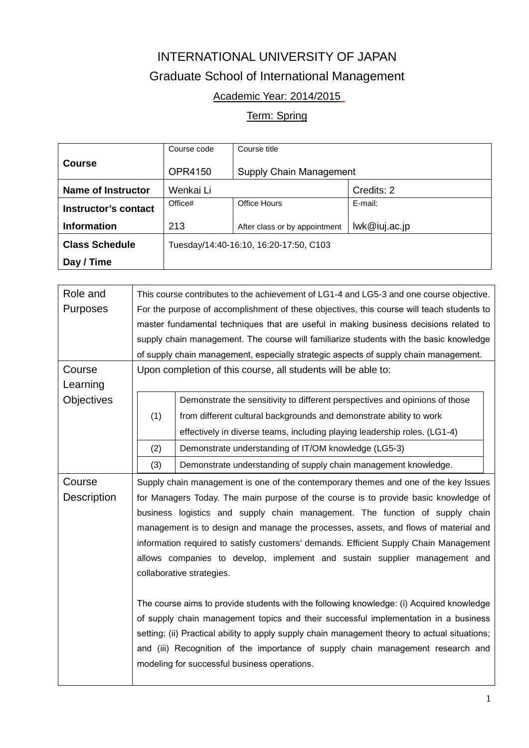# INTERNATIONAL UNIVERSITY OF JAPAN

## Graduate School of International Management

Academic Year: 2014/2015

Term: Spring

| **Course** | Course code<br>OPR4150 | Course title<br>Supply Chain Management | |
|---|---|---|---|
| **Name of Instructor** | Wenkai Li | | Credits: 2 |
| **Instructor's contact Information** | Office#<br>213 | Office Hours<br>After class or by appointment | E-mail:<br>lwk@iuj.ac.jp |
| **Class Schedule Day / Time** | Tuesday/14:40-16:10, 16:20-17:50, C103 | | |

| | |
|---|---|
| Role and Purposes | This course contributes to the achievement of LG1-4 and LG5-3 and one course objective. For the purpose of accomplishment of these objectives, this course will teach students to master fundamental techniques that are useful in making business decisions related to supply chain management. The course will familiarize students with the basic knowledge of supply chain management, especially strategic aspects of supply chain management. |
| Course Learning Objectives | Upon completion of this course, all students will be able to:<br>(1) Demonstrate the sensitivity to different perspectives and opinions of those from different cultural backgrounds and demonstrate ability to work effectively in diverse teams, including playing leadership roles. (LG1-4)<br>(2) Demonstrate understanding of IT/OM knowledge (LG5-3)<br>(3) Demonstrate understanding of supply chain management knowledge. |
| Course Description | Supply chain management is one of the contemporary themes and one of the key Issues for Managers Today. The main purpose of the course is to provide basic knowledge of business logistics and supply chain management. The function of supply chain management is to design and manage the processes, assets, and flows of material and information required to satisfy customers' demands. Efficient Supply Chain Management allows companies to develop, implement and sustain supplier management and collaborative strategies.<br><br>The course aims to provide students with the following knowledge: (i) Acquired knowledge of supply chain management topics and their successful implementation in a business setting; (ii) Practical ability to apply supply chain management theory to actual situations; and (iii) Recognition of the importance of supply chain management research and modeling for successful business operations. |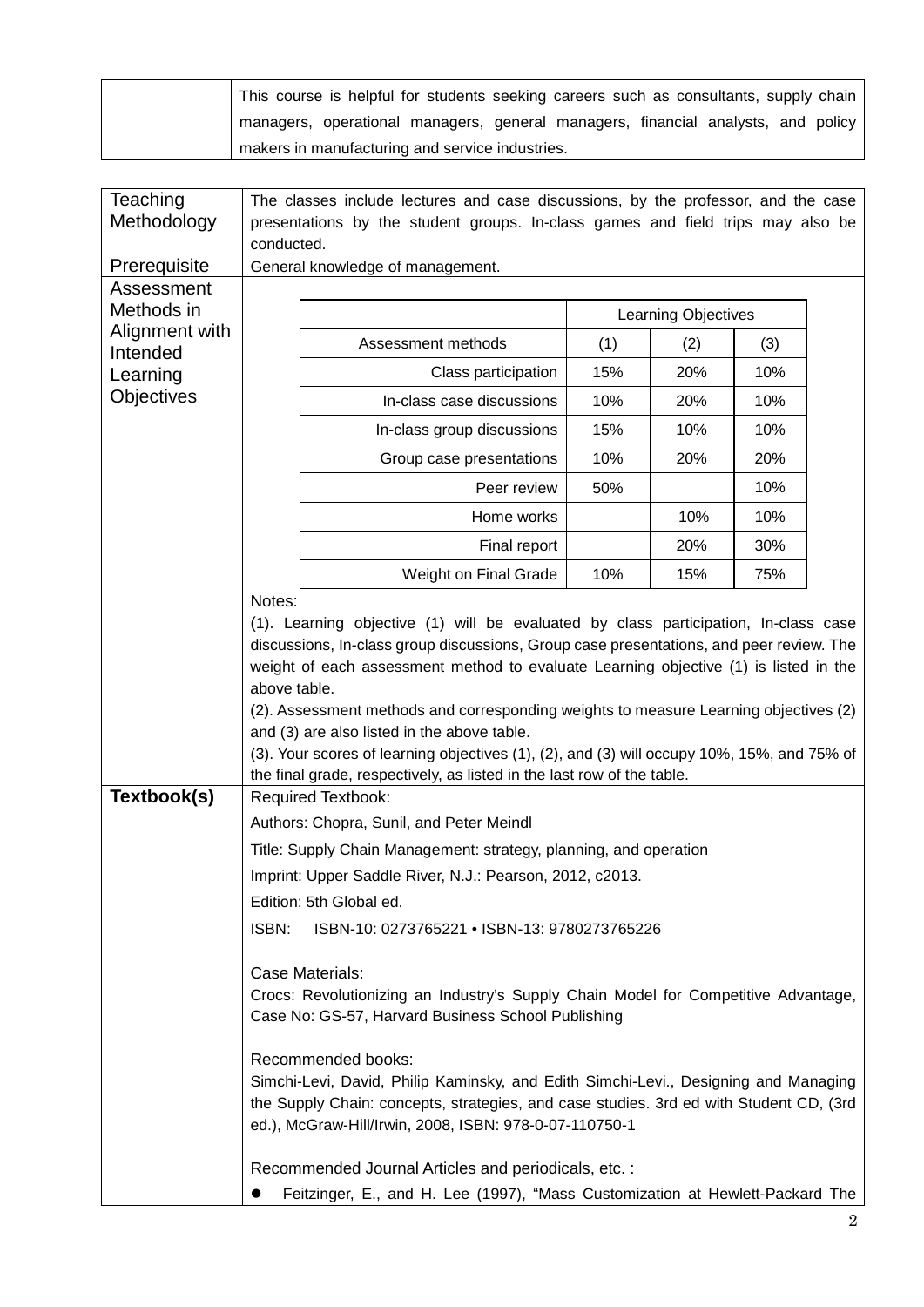| | This course is helpful for students seeking careers such as consultants, supply chain managers, operational managers, general managers, financial analysts, and policy makers in manufacturing and service industries. |
|---|---|

**Teaching Methodology**

The classes include lectures and case discussions, by the professor, and the case presentations by the student groups. In-class games and field trips may also be conducted.

**Prerequisite**

General knowledge of management.

**Assessment Methods in Alignment with Intended Learning Objectives**

| | Learning Objectives | | |
|---|---|---|---|
| Assessment methods | (1) | (2) | (3) |
| Class participation | 15% | 20% | 10% |
| In-class case discussions | 10% | 20% | 10% |
| In-class group discussions | 15% | 10% | 10% |
| Group case presentations | 10% | 20% | 20% |
| Peer review | 50% | | 10% |
| Home works | | 10% | 10% |
| Final report | | 20% | 30% |
| Weight on Final Grade | 10% | 15% | 75% |

Notes:

(1). Learning objective (1) will be evaluated by class participation, In-class case discussions, In-class group discussions, Group case presentations, and peer review. The weight of each assessment method to evaluate Learning objective (1) is listed in the above table.

(2). Assessment methods and corresponding weights to measure Learning objectives (2) and (3) are also listed in the above table.

(3). Your scores of learning objectives (1), (2), and (3) will occupy 10%, 15%, and 75% of the final grade, respectively, as listed in the last row of the table.

**Textbook(s)**

Required Textbook:

Authors: Chopra, Sunil, and Peter Meindl

Title: Supply Chain Management: strategy, planning, and operation

Imprint: Upper Saddle River, N.J.: Pearson, 2012, c2013.

Edition: 5th Global ed.

ISBN: ISBN-10: 0273765221 • ISBN-13: 9780273765226

Case Materials:

Crocs: Revolutionizing an Industry's Supply Chain Model for Competitive Advantage, Case No: GS-57, Harvard Business School Publishing

Recommended books:

Simchi-Levi, David, Philip Kaminsky, and Edith Simchi-Levi., Designing and Managing the Supply Chain: concepts, strategies, and case studies. 3rd ed with Student CD, (3rd ed.), McGraw-Hill/Irwin, 2008, ISBN: 978-0-07-110750-1

Recommended Journal Articles and periodicals, etc. :

- Feitzinger, E., and H. Lee (1997), "Mass Customization at Hewlett-Packard The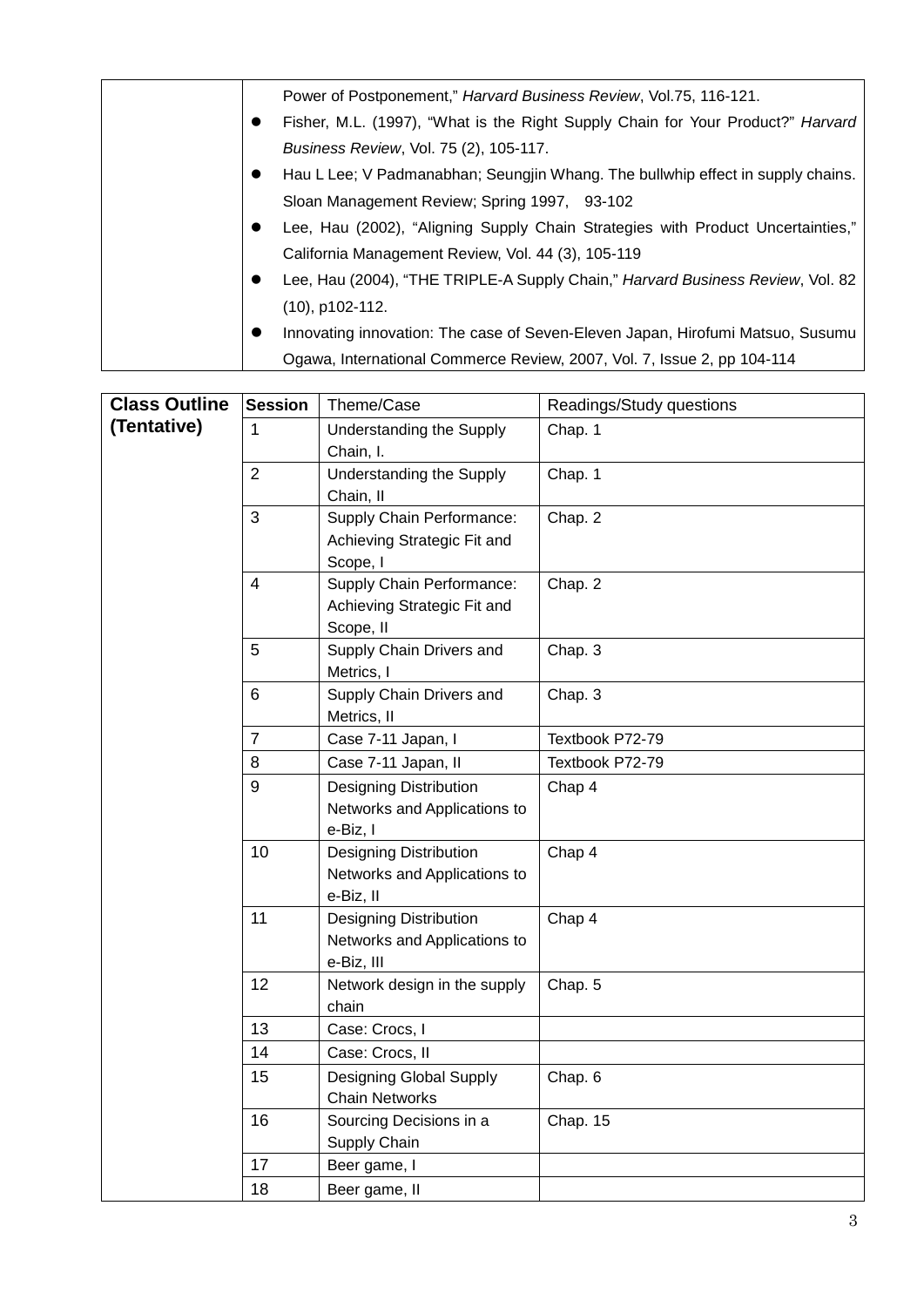| | |
|---|---|
| | Power of Postponement," *Harvard Business Review*, Vol.75, 116-121.<br>● Fisher, M.L. (1997), "What is the Right Supply Chain for Your Product?" *Harvard Business Review*, Vol. 75 (2), 105-117.<br>● Hau L Lee; V Padmanabhan; Seungjin Whang. The bullwhip effect in supply chains. Sloan Management Review; Spring 1997, 93-102<br>● Lee, Hau (2002), "Aligning Supply Chain Strategies with Product Uncertainties," California Management Review, Vol. 44 (3), 105-119<br>● Lee, Hau (2004), "THE TRIPLE-A Supply Chain," *Harvard Business Review*, Vol. 82 (10), p102-112.<br>● Innovating innovation: The case of Seven-Eleven Japan, Hirofumi Matsuo, Susumu Ogawa, International Commerce Review, 2007, Vol. 7, Issue 2, pp 104-114 |

| **Class Outline (Tentative)** | **Session** | Theme/Case | Readings/Study questions |
|---|---|---|---|
| | 1 | Understanding the Supply Chain, I. | Chap. 1 |
| | 2 | Understanding the Supply Chain, II | Chap. 1 |
| | 3 | Supply Chain Performance: Achieving Strategic Fit and Scope, I | Chap. 2 |
| | 4 | Supply Chain Performance: Achieving Strategic Fit and Scope, II | Chap. 2 |
| | 5 | Supply Chain Drivers and Metrics, I | Chap. 3 |
| | 6 | Supply Chain Drivers and Metrics, II | Chap. 3 |
| | 7 | Case 7-11 Japan, I | Textbook P72-79 |
| | 8 | Case 7-11 Japan, II | Textbook P72-79 |
| | 9 | Designing Distribution Networks and Applications to e-Biz, I | Chap 4 |
| | 10 | Designing Distribution Networks and Applications to e-Biz, II | Chap 4 |
| | 11 | Designing Distribution Networks and Applications to e-Biz, III | Chap 4 |
| | 12 | Network design in the supply chain | Chap. 5 |
| | 13 | Case: Crocs, I | |
| | 14 | Case: Crocs, II | |
| | 15 | Designing Global Supply Chain Networks | Chap. 6 |
| | 16 | Sourcing Decisions in a Supply Chain | Chap. 15 |
| | 17 | Beer game, I | |
| | 18 | Beer game, II | |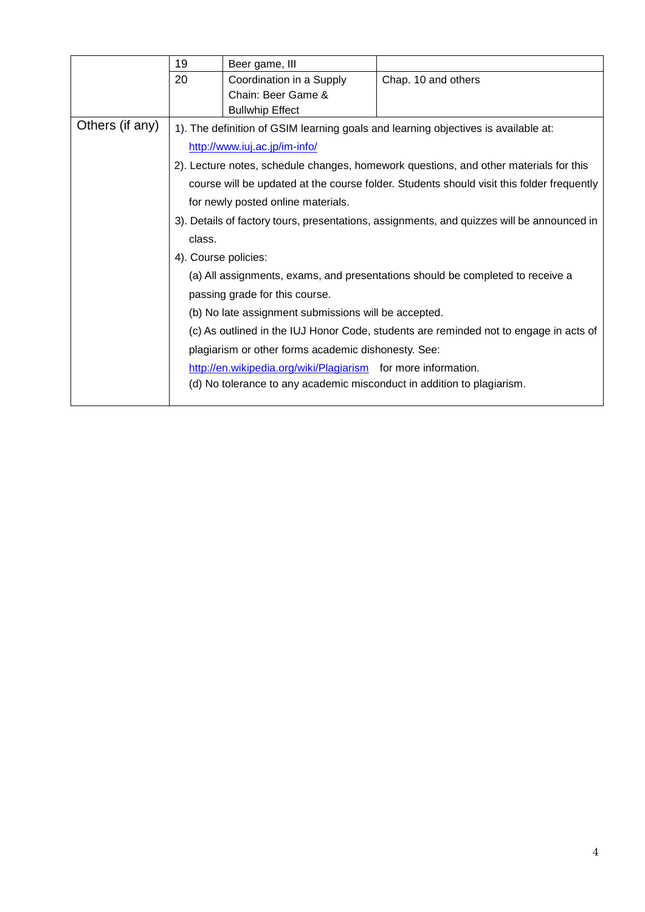| | | | |
|---|---|---|---|
| | 19 | Beer game, III | |
| | 20 | Coordination in a Supply Chain: Beer Game & Bullwhip Effect | Chap. 10 and others |
| Others (if any) | 1). The definition of GSIM learning goals and learning objectives is available at: http://www.iuj.ac.jp/im-info/ <br> 2). Lecture notes, schedule changes, homework questions, and other materials for this course will be updated at the course folder. Students should visit this folder frequently for newly posted online materials. <br> 3). Details of factory tours, presentations, assignments, and quizzes will be announced in class. <br> 4). Course policies: <br> (a) All assignments, exams, and presentations should be completed to receive a passing grade for this course. <br> (b) No late assignment submissions will be accepted. <br> (c) As outlined in the IUJ Honor Code, students are reminded not to engage in acts of plagiarism or other forms academic dishonesty. See: http://en.wikipedia.org/wiki/Plagiarism for more information. <br> (d) No tolerance to any academic misconduct in addition to plagiarism. | | |